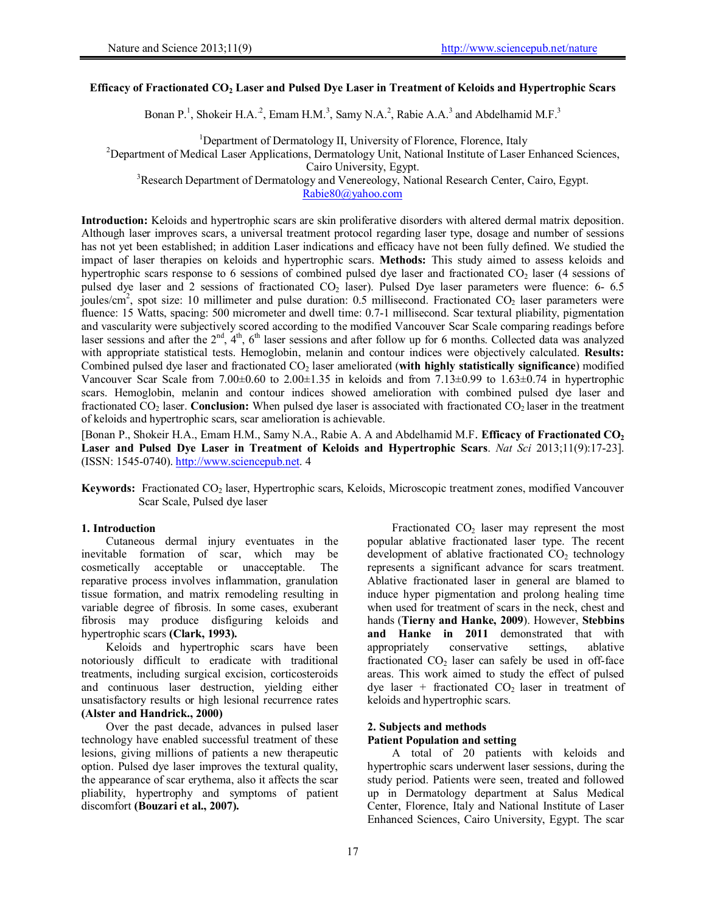# Efficacy of Fractionated $CO_2$ Laser and Pulsed Dye Laser in Treatment of Keloids and Hypertrophic Scars

Bonan P.[1], Shokeir H.A.[2], Emam H.M.[3], Samy N.A.[2], Rabie A.A.[3] and Abdelhamid M.F.[3]

[1]Department of Dermatology II, University of Florence, Florence, Italy
[2]Department of Medical Laser Applications, Dermatology Unit, National Institute of Laser Enhanced Sciences, Cairo University, Egypt.
[3]Research Department of Dermatology and Venereology, National Research Center, Cairo, Egypt.
Rabie80@yahoo.com

**Introduction:** Keloids and hypertrophic scars are skin proliferative disorders with altered dermal matrix deposition. Although laser improves scars, a universal treatment protocol regarding laser type, dosage and number of sessions has not yet been established; in addition Laser indications and efficacy have not been fully defined. We studied the impact of laser therapies on keloids and hypertrophic scars. **Methods:** This study aimed to assess keloids and hypertrophic scars response to 6 sessions of combined pulsed dye laser and fractionated $CO_2$ laser (4 sessions of pulsed dye laser and 2 sessions of fractionated $CO_2$ laser). Pulsed Dye laser parameters were fluence: 6- 6.5 joules/cm$^2$, spot size: 10 millimeter and pulse duration: 0.5 millisecond. Fractionated $CO_2$ laser parameters were fluence: 15 Watts, spacing: 500 micrometer and dwell time: 0.7-1 millisecond. Scar textural pliability, pigmentation and vascularity were subjectively scored according to the modified Vancouver Scar Scale comparing readings before laser sessions and after the 2$^{nd}$, 4$^{th}$, 6$^{th}$ laser sessions and after follow up for 6 months. Collected data was analyzed with appropriate statistical tests. Hemoglobin, melanin and contour indices were objectively calculated. **Results:** Combined pulsed dye laser and fractionated $CO_2$ laser ameliorated (**with highly statistically significance**) modified Vancouver Scar Scale from 7.00±0.60 to 2.00±1.35 in keloids and from 7.13±0.99 to 1.63±0.74 in hypertrophic scars. Hemoglobin, melanin and contour indices showed amelioration with combined pulsed dye laser and fractionated $CO_2$ laser. **Conclusion:** When pulsed dye laser is associated with fractionated $CO_2$ laser in the treatment of keloids and hypertrophic scars, scar amelioration is achievable.

[Bonan P., Shokeir H.A., Emam H.M., Samy N.A., Rabie A. A and Abdelhamid M.F. **Efficacy of Fractionated $CO_2$ Laser and Pulsed Dye Laser in Treatment of Keloids and Hypertrophic Scars**. *Nat Sci* 2013;11(9):17-23]. (ISSN: 1545-0740). http://www.sciencepub.net. 4

**Keywords:** Fractionated $CO_2$ laser, Hypertrophic scars, Keloids, Microscopic treatment zones, modified Vancouver Scar Scale, Pulsed dye laser

## 1. Introduction

Cutaneous dermal injury eventuates in the inevitable formation of scar, which may be cosmetically acceptable or unacceptable. The reparative process involves inflammation, granulation tissue formation, and matrix remodeling resulting in variable degree of fibrosis. In some cases, exuberant fibrosis may produce disfiguring keloids and hypertrophic scars **(Clark, 1993).**

Keloids and hypertrophic scars have been notoriously difficult to eradicate with traditional treatments, including surgical excision, corticosteroids and continuous laser destruction, yielding either unsatisfactory results or high lesional recurrence rates **(Alster and Handrick., 2000)**

Over the past decade, advances in pulsed laser technology have enabled successful treatment of these lesions, giving millions of patients a new therapeutic option. Pulsed dye laser improves the textural quality, the appearance of scar erythema, also it affects the scar pliability, hypertrophy and symptoms of patient discomfort **(Bouzari et al., 2007).**

Fractionated $CO_2$ laser may represent the most popular ablative fractionated laser type. The recent development of ablative fractionated $CO_2$ technology represents a significant advance for scars treatment. Ablative fractionated laser in general are blamed to induce hyper pigmentation and prolong healing time when used for treatment of scars in the neck, chest and hands (**Tierny and Hanke, 2009**). However, **Stebbins and Hanke in 2011** demonstrated that with appropriately conservative settings, ablative fractionated $CO_2$ laser can safely be used in off-face areas. This work aimed to study the effect of pulsed dye laser + fractionated $CO_2$ laser in treatment of keloids and hypertrophic scars.

## 2. Subjects and methods

### Patient Population and setting

A total of 20 patients with keloids and hypertrophic scars underwent laser sessions, during the study period. Patients were seen, treated and followed up in Dermatology department at Salus Medical Center, Florence, Italy and National Institute of Laser Enhanced Sciences, Cairo University, Egypt. The scar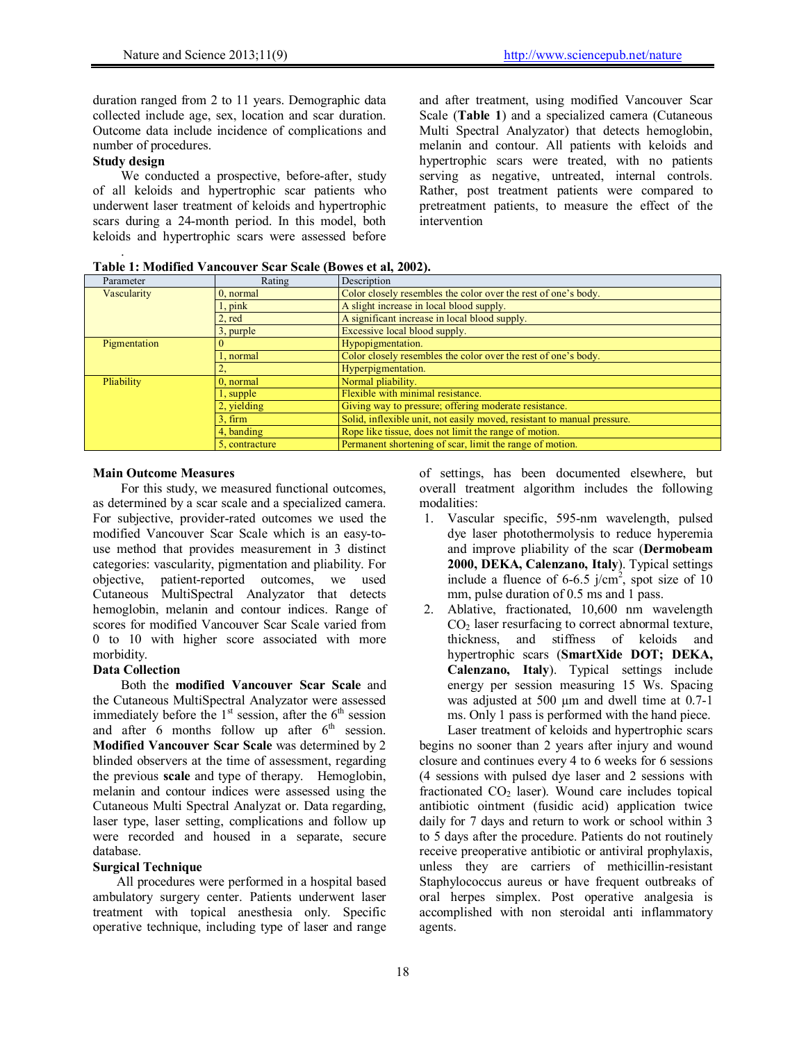duration ranged from 2 to 11 years. Demographic data collected include age, sex, location and scar duration. Outcome data include incidence of complications and number of procedures.

**Study design**

We conducted a prospective, before-after, study of all keloids and hypertrophic scar patients who underwent laser treatment of keloids and hypertrophic scars during a 24-month period. In this model, both keloids and hypertrophic scars were assessed before and after treatment, using modified Vancouver Scar Scale (**Table 1**) and a specialized camera (Cutaneous Multi Spectral Analyzer) that detects hemoglobin, melanin and contour. All patients with keloids and hypertrophic scars were treated, with no patients serving as negative, untreated, internal controls. Rather, post treatment patients were compared to pretreatment patients, to measure the effect of the intervention

**Table 1: Modified Vancouver Scar Scale (Bowes et al, 2002).**

| Parameter | Rating | Description |
|---|---|---|
| Vascularity | 0, normal | Color closely resembles the color over the rest of one's body. |
| | 1, pink | A slight increase in local blood supply. |
| | 2, red | A significant increase in local blood supply. |
| | 3, purple | Excessive local blood supply. |
| Pigmentation | 0 | Hypopigmentation. |
| | 1, normal | Color closely resembles the color over the rest of one's body. |
| | 2, | Hyperpigmentation. |
| Pliability | 0, normal | Normal pliability. |
| | 1, supple | Flexible with minimal resistance. |
| | 2, yielding | Giving way to pressure; offering moderate resistance. |
| | 3, firm | Solid, inflexible unit, not easily moved, resistant to manual pressure. |
| | 4, banding | Rope like tissue, does not limit the range of motion. |
| | 5, contracture | Permanent shortening of scar, limit the range of motion. |

**Main Outcome Measures**

For this study, we measured functional outcomes, as determined by a scar scale and a specialized camera. For subjective, provider-rated outcomes we used the modified Vancouver Scar Scale which is an easy-to-use method that provides measurement in 3 distinct categories: vascularity, pigmentation and pliability. For objective, patient-reported outcomes, we used Cutaneous MultiSpectral Analyzator that detects hemoglobin, melanin and contour indices. Range of scores for modified Vancouver Scar Scale varied from 0 to 10 with higher score associated with more morbidity.

**Data Collection**

Both the **modified Vancouver Scar Scale** and the Cutaneous MultiSpectral Analyzator were assessed immediately before the 1st session, after the 6th session and after 6 months follow up after 6th session. **Modified Vancouver Scar Scale** was determined by 2 blinded observers at the time of assessment, regarding the previous **scale** and type of therapy. Hemoglobin, melanin and contour indices were assessed using the Cutaneous Multi Spectral Analyzat or. Data regarding, laser type, laser setting, complications and follow up were recorded and housed in a separate, secure database.

**Surgical Technique**

All procedures were performed in a hospital based ambulatory surgery center. Patients underwent laser treatment with topical anesthesia only. Specific operative technique, including type of laser and range of settings, has been documented elsewhere, but overall treatment algorithm includes the following modalities:

1. Vascular specific, 595-nm wavelength, pulsed dye laser photothermolysis to reduce hyperemia and improve pliability of the scar (**Dermobeam 2000, DEKA, Calenzano, Italy**). Typical settings include a fluence of 6-6.5 j/cm$^2$, spot size of 10 mm, pulse duration of 0.5 ms and 1 pass.
2. Ablative, fractionated, 10,600 nm wavelength $CO_2$ laser resurfacing to correct abnormal texture, thickness, and stiffness of keloids and hypertrophic scars (**SmartXide DOT; DEKA, Calenzano, Italy**). Typical settings include energy per session measuring 15 Ws. Spacing was adjusted at 500 µm and dwell time at 0.7-1 ms. Only 1 pass is performed with the hand piece.

Laser treatment of keloids and hypertrophic scars begins no sooner than 2 years after injury and wound closure and continues every 4 to 6 weeks for 6 sessions (4 sessions with pulsed dye laser and 2 sessions with fractionated $CO_2$ laser). Wound care includes topical antibiotic ointment (fusidic acid) application twice daily for 7 days and return to work or school within 3 to 5 days after the procedure. Patients do not routinely receive preoperative antibiotic or antiviral prophylaxis, unless they are carriers of methicillin-resistant Staphylococcus aureus or have frequent outbreaks of oral herpes simplex. Post operative analgesia is accomplished with non steroidal anti inflammatory agents.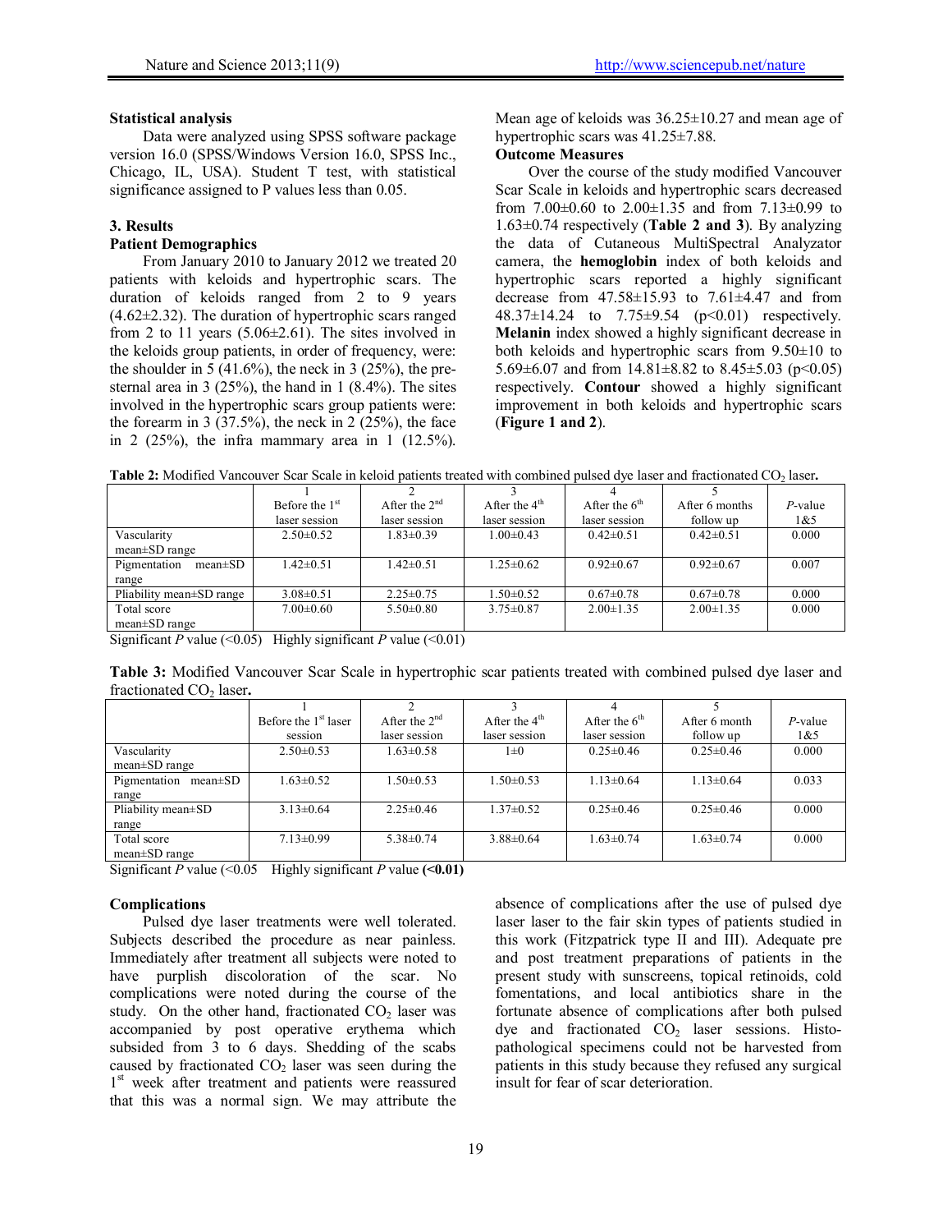### Statistical analysis

Data were analyzed using SPSS software package version 16.0 (SPSS/Windows Version 16.0, SPSS Inc., Chicago, IL, USA). Student T test, with statistical significance assigned to P values less than 0.05.

## 3. Results

### Patient Demographics

From January 2010 to January 2012 we treated 20 patients with keloids and hypertrophic scars. The duration of keloids ranged from 2 to 9 years (4.62±2.32). The duration of hypertrophic scars ranged from 2 to 11 years (5.06±2.61). The sites involved in the keloids group patients, in order of frequency, were: the shoulder in 5 (41.6%), the neck in 3 (25%), the pre-sternal area in 3 (25%), the hand in 1 (8.4%). The sites involved in the hypertrophic scars group patients were: the forearm in 3 (37.5%), the neck in 2 (25%), the face in 2 (25%), the infra mammary area in 1 (12.5%). Mean age of keloids was 36.25±10.27 and mean age of hypertrophic scars was 41.25±7.88.

### Outcome Measures

Over the course of the study modified Vancouver Scar Scale in keloids and hypertrophic scars decreased from 7.00±0.60 to 2.00±1.35 and from 7.13±0.99 to 1.63±0.74 respectively (**Table 2 and 3**). By analyzing the data of Cutaneous MultiSpectral Analyzator camera, the **hemoglobin** index of both keloids and hypertrophic scars reported a highly significant decrease from 47.58±15.93 to 7.61±4.47 and from 48.37±14.24 to 7.75±9.54 ($p<0.01$) respectively. **Melanin** index showed a highly significant decrease in both keloids and hypertrophic scars from 9.50±10 to 5.69±6.07 and from 14.81±8.82 to 8.45±5.03 ($p<0.05$) respectively. **Contour** showed a highly significant improvement in both keloids and hypertrophic scars (**Figure 1 and 2**).

**Table 2:** Modified Vancouver Scar Scale in keloid patients treated with combined pulsed dye laser and fractionated $CO_2$ laser**.**

| | 1<br>Before the 1st laser session | 2<br>After the 2nd laser session | 3<br>After the 4th laser session | 4<br>After the 6th laser session | 5<br>After 6 months follow up | *P*-value 1&5 |
|---|---|---|---|---|---|---|
| Vascularity mean±SD range | 2.50±0.52 | 1.83±0.39 | 1.00±0.43 | 0.42±0.51 | 0.42±0.51 | 0.000 |
| Pigmentation mean±SD range | 1.42±0.51 | 1.42±0.51 | 1.25±0.62 | 0.92±0.67 | 0.92±0.67 | 0.007 |
| Pliability mean±SD range | 3.08±0.51 | 2.25±0.75 | 1.50±0.52 | 0.67±0.78 | 0.67±0.78 | 0.000 |
| Total score mean±SD range | 7.00±0.60 | 5.50±0.80 | 3.75±0.87 | 2.00±1.35 | 2.00±1.35 | 0.000 |

Significant *P* value (<0.05) Highly significant *P* value (<0.01)

**Table 3:** Modified Vancouver Scar Scale in hypertrophic scar patients treated with combined pulsed dye laser and fractionated $CO_2$ laser**.**

| | 1<br>Before the 1st laser session | 2<br>After the 2nd laser session | 3<br>After the 4th laser session | 4<br>After the 6th laser session | 5<br>After 6 month follow up | *P*-value 1&5 |
|---|---|---|---|---|---|---|
| Vascularity mean±SD range | 2.50±0.53 | 1.63±0.58 | 1±0 | 0.25±0.46 | 0.25±0.46 | 0.000 |
| Pigmentation mean±SD range | 1.63±0.52 | 1.50±0.53 | 1.50±0.53 | 1.13±0.64 | 1.13±0.64 | 0.033 |
| Pliability mean±SD range | 3.13±0.64 | 2.25±0.46 | 1.37±0.52 | 0.25±0.46 | 0.25±0.46 | 0.000 |
| Total score mean±SD range | 7.13±0.99 | 5.38±0.74 | 3.88±0.64 | 1.63±0.74 | 1.63±0.74 | 0.000 |

Significant *P* value (<0.05 Highly significant *P* value **(<0.01)**

### Complications

Pulsed dye laser treatments were well tolerated. Subjects described the procedure as near painless. Immediately after treatment all subjects were noted to have purplish discoloration of the scar. No complications were noted during the course of the study. On the other hand, fractionated $CO_2$ laser was accompanied by post operative erythema which subsided from 3 to 6 days. Shedding of the scabs caused by fractionated $CO_2$ laser was seen during the 1st week after treatment and patients were reassured that this was a normal sign. We may attribute the absence of complications after the use of pulsed dye laser laser to the fair skin types of patients studied in this work (Fitzpatrick type II and III). Adequate pre and post treatment preparations of patients in the present study with sunscreens, topical retinoids, cold fomentations, and local antibiotics share in the fortunate absence of complications after both pulsed dye and fractionated $CO_2$ laser sessions. Histo-pathological specimens could not be harvested from patients in this study because they refused any surgical insult for fear of scar deterioration.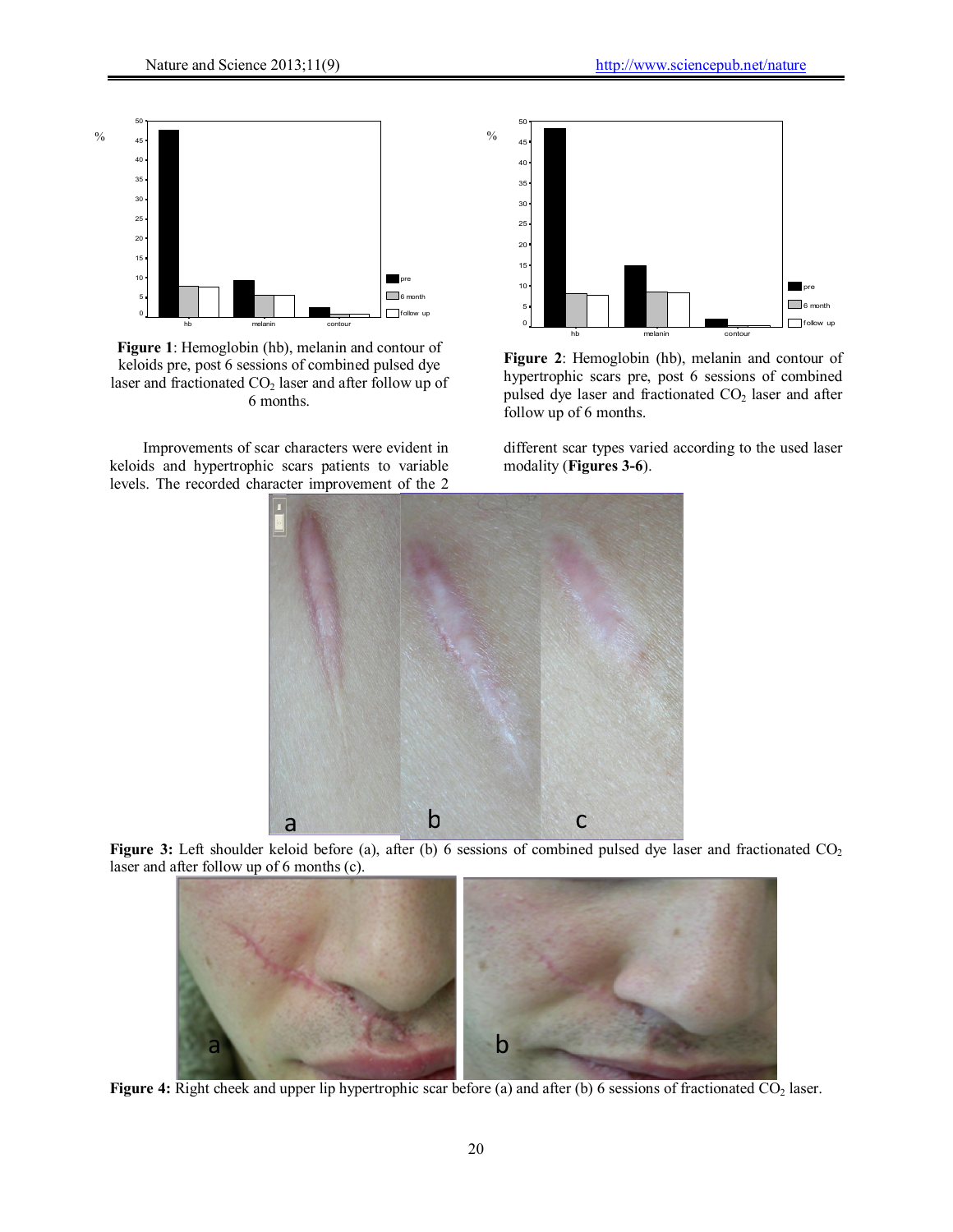**Figure 1**: Hemoglobin (hb), melanin and contour of keloids pre, post 6 sessions of combined pulsed dye laser and fractionated $CO_2$ laser and after follow up of 6 months.

**Figure 2**: Hemoglobin (hb), melanin and contour of hypertrophic scars pre, post 6 sessions of combined pulsed dye laser and fractionated $CO_2$ laser and after follow up of 6 months.

Improvements of scar characters were evident in keloids and hypertrophic scars patients to variable levels. The recorded character improvement of the 2 different scar types varied according to the used laser modality (**Figures 3-6**).

**Figure 3:** Left shoulder keloid before (a), after (b) 6 sessions of combined pulsed dye laser and fractionated $CO_2$ laser and after follow up of 6 months (c).

**Figure 4:** Right cheek and upper lip hypertrophic scar before (a) and after (b) 6 sessions of fractionated $CO_2$ laser.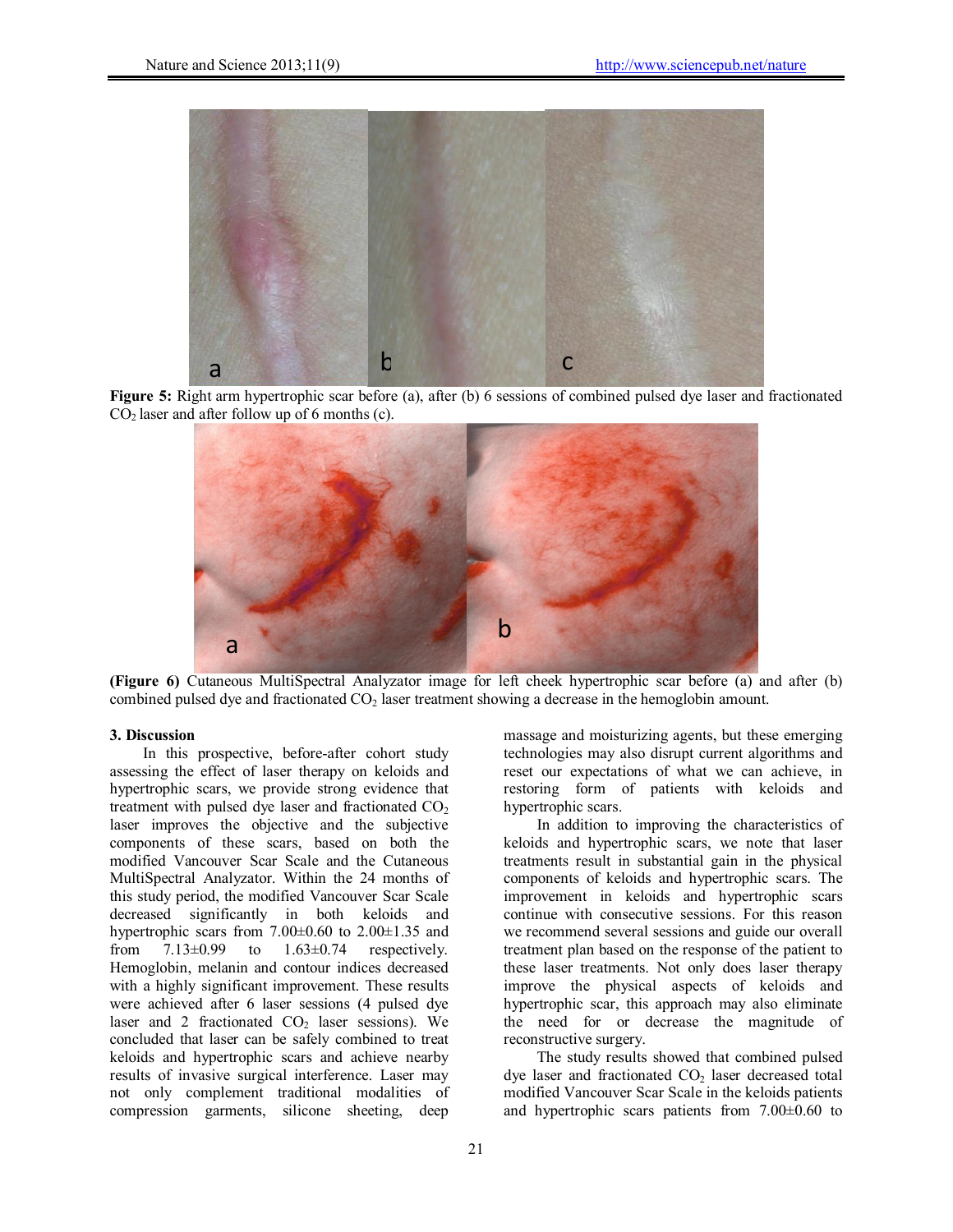**Figure 5:** Right arm hypertrophic scar before (a), after (b) 6 sessions of combined pulsed dye laser and fractionated $CO_2$ laser and after follow up of 6 months (c).

**(Figure 6)** Cutaneous MultiSpectral Analyzator image for left cheek hypertrophic scar before (a) and after (b) combined pulsed dye and fractionated $CO_2$ laser treatment showing a decrease in the hemoglobin amount.

### 3. Discussion

In this prospective, before-after cohort study assessing the effect of laser therapy on keloids and hypertrophic scars, we provide strong evidence that treatment with pulsed dye laser and fractionated $CO_2$ laser improves the objective and the subjective components of these scars, based on both the modified Vancouver Scar Scale and the Cutaneous MultiSpectral Analyzator. Within the 24 months of this study period, the modified Vancouver Scar Scale decreased significantly in both keloids and hypertrophic scars from 7.00±0.60 to 2.00±1.35 and from 7.13±0.99 to 1.63±0.74 respectively. Hemoglobin, melanin and contour indices decreased with a highly significant improvement. These results were achieved after 6 laser sessions (4 pulsed dye laser and 2 fractionated $CO_2$ laser sessions). We concluded that laser can be safely combined to treat keloids and hypertrophic scars and achieve nearby results of invasive surgical interference. Laser may not only complement traditional modalities of compression garments, silicone sheeting, deep massage and moisturizing agents, but these emerging technologies may also disrupt current algorithms and reset our expectations of what we can achieve, in restoring form of patients with keloids and hypertrophic scars.

In addition to improving the characteristics of keloids and hypertrophic scars, we note that laser treatments result in substantial gain in the physical components of keloids and hypertrophic scars. The improvement in keloids and hypertrophic scars continue with consecutive sessions. For this reason we recommend several sessions and guide our overall treatment plan based on the response of the patient to these laser treatments. Not only does laser therapy improve the physical aspects of keloids and hypertrophic scar, this approach may also eliminate the need for or decrease the magnitude of reconstructive surgery.

The study results showed that combined pulsed dye laser and fractionated $CO_2$ laser decreased total modified Vancouver Scar Scale in the keloids patients and hypertrophic scars patients from 7.00±0.60 to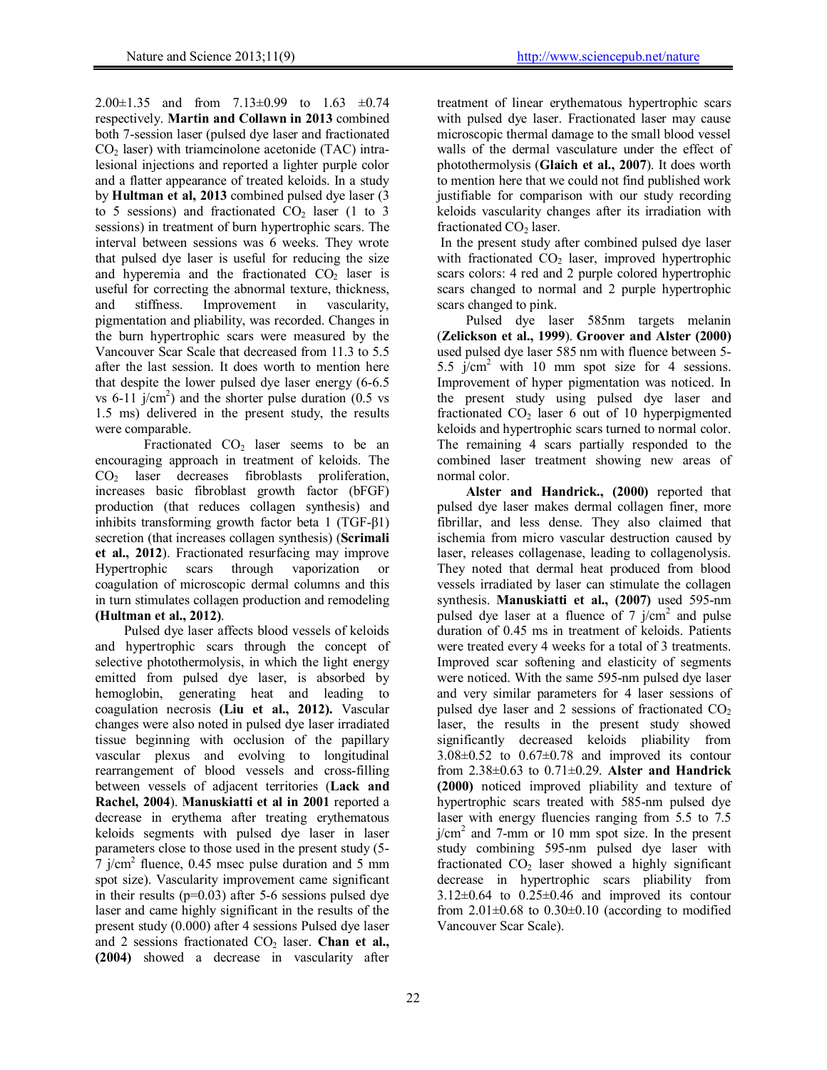2.00±1.35 and from 7.13±0.99 to 1.63 ±0.74 respectively. **Martin and Collawn in 2013** combined both 7-session laser (pulsed dye laser and fractionated $CO_2$ laser) with triamcinolone acetonide (TAC) intra-lesional injections and reported a lighter purple color and a flatter appearance of treated keloids. In a study by **Hultman et al, 2013** combined pulsed dye laser (3 to 5 sessions) and fractionated $CO_2$ laser (1 to 3 sessions) in treatment of burn hypertrophic scars. The interval between sessions was 6 weeks. They wrote that pulsed dye laser is useful for reducing the size and hyperemia and the fractionated $CO_2$ laser is useful for correcting the abnormal texture, thickness, and stiffness. Improvement in vascularity, pigmentation and pliability, was recorded. Changes in the burn hypertrophic scars were measured by the Vancouver Scar Scale that decreased from 11.3 to 5.5 after the last session. It does worth to mention here that despite the lower pulsed dye laser energy (6-6.5 vs 6-11 j/cm$^2$) and the shorter pulse duration (0.5 vs 1.5 ms) delivered in the present study, the results were comparable.

Fractionated $CO_2$ laser seems to be an encouraging approach in treatment of keloids. The $CO_2$ laser decreases fibroblasts proliferation, increases basic fibroblast growth factor (bFGF) production (that reduces collagen synthesis) and inhibits transforming growth factor beta 1 (TGF-β1) secretion (that increases collagen synthesis) (**Scrimali et al., 2012**). Fractionated resurfacing may improve Hypertrophic scars through vaporization or coagulation of microscopic dermal columns and this in turn stimulates collagen production and remodeling **(Hultman et al., 2012)**.

Pulsed dye laser affects blood vessels of keloids and hypertrophic scars through the concept of selective photothermolysis, in which the light energy emitted from pulsed dye laser, is absorbed by hemoglobin, generating heat and leading to coagulation necrosis **(Liu et al., 2012).** Vascular changes were also noted in pulsed dye laser irradiated tissue beginning with occlusion of the papillary vascular plexus and evolving to longitudinal rearrangement of blood vessels and cross-filling between vessels of adjacent territories (**Lack and Rachel, 2004**). **Manuskiatti et al in 2001** reported a decrease in erythema after treating erythematous keloids segments with pulsed dye laser in laser parameters close to those used in the present study (5-7 j/cm$^2$ fluence, 0.45 msec pulse duration and 5 mm spot size). Vascularity improvement came significant in their results (p=0.03) after 5-6 sessions pulsed dye laser and came highly significant in the results of the present study (0.000) after 4 sessions Pulsed dye laser and 2 sessions fractionated $CO_2$ laser. **Chan et al., (2004)** showed a decrease in vascularity after treatment of linear erythematous hypertrophic scars with pulsed dye laser. Fractionated laser may cause microscopic thermal damage to the small blood vessel walls of the dermal vasculature under the effect of photothermolysis (**Glaich et al., 2007**). It does worth to mention here that we could not find published work justifiable for comparison with our study recording keloids vascularity changes after its irradiation with fractionated $CO_2$ laser.

In the present study after combined pulsed dye laser with fractionated $CO_2$ laser, improved hypertrophic scars colors: 4 red and 2 purple colored hypertrophic scars changed to normal and 2 purple hypertrophic scars changed to pink.

Pulsed dye laser 585nm targets melanin (**Zelickson et al., 1999**). **Groover and Alster (2000)** used pulsed dye laser 585 nm with fluence between 5-5.5 j/cm$^2$ with 10 mm spot size for 4 sessions. Improvement of hyper pigmentation was noticed. In the present study using pulsed dye laser and fractionated $CO_2$ laser 6 out of 10 hyperpigmented keloids and hypertrophic scars turned to normal color. The remaining 4 scars partially responded to the combined laser treatment showing new areas of normal color.

**Alster and Handrick., (2000)** reported that pulsed dye laser makes dermal collagen finer, more fibrillar, and less dense. They also claimed that ischemia from micro vascular destruction caused by laser, releases collagenase, leading to collagenolysis. They noted that dermal heat produced from blood vessels irradiated by laser can stimulate the collagen synthesis. **Manuskiatti et al., (2007)** used 595-nm pulsed dye laser at a fluence of 7 j/cm$^2$ and pulse duration of 0.45 ms in treatment of keloids. Patients were treated every 4 weeks for a total of 3 treatments. Improved scar softening and elasticity of segments were noticed. With the same 595-nm pulsed dye laser and very similar parameters for 4 laser sessions of pulsed dye laser and 2 sessions of fractionated $CO_2$ laser, the results in the present study showed significantly decreased keloids pliability from 3.08±0.52 to 0.67±0.78 and improved its contour from 2.38±0.63 to 0.71±0.29. **Alster and Handrick (2000)** noticed improved pliability and texture of hypertrophic scars treated with 585-nm pulsed dye laser with energy fluencies ranging from 5.5 to 7.5 j/cm$^2$ and 7-mm or 10 mm spot size. In the present study combining 595-nm pulsed dye laser with fractionated $CO_2$ laser showed a highly significant decrease in hypertrophic scars pliability from 3.12±0.64 to 0.25±0.46 and improved its contour from 2.01±0.68 to 0.30±0.10 (according to modified Vancouver Scar Scale).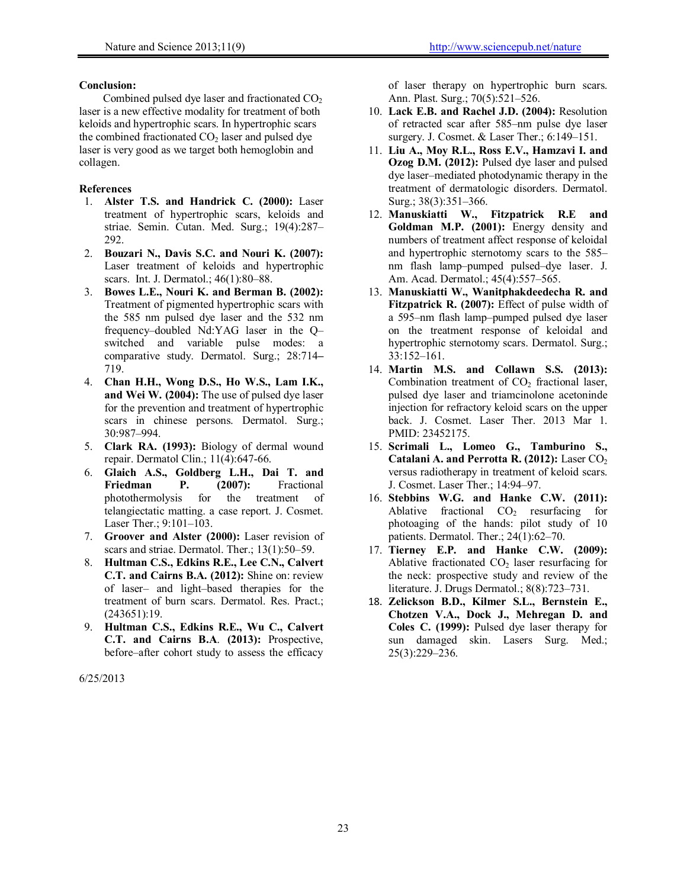**Conclusion:**

Combined pulsed dye laser and fractionated $CO_2$ laser is a new effective modality for treatment of both keloids and hypertrophic scars. In hypertrophic scars the combined fractionated $CO_2$ laser and pulsed dye laser is very good as we target both hemoglobin and collagen.

**References**

1. **Alster T.S. and Handrick C. (2000):** Laser treatment of hypertrophic scars, keloids and striae. Semin. Cutan. Med. Surg.; 19(4):287–292.
2. **Bouzari N., Davis S.C. and Nouri K. (2007):** Laser treatment of keloids and hypertrophic scars. Int. J. Dermatol.; 46(1):80–88.
3. **Bowes L.E., Nouri K. and Berman B. (2002):** Treatment of pigmented hypertrophic scars with the 585 nm pulsed dye laser and the 532 nm frequency–doubled Nd:YAG laser in the Q–switched and variable pulse modes: a comparative study. Dermatol. Surg.; 28:714–719.
4. **Chan H.H., Wong D.S., Ho W.S., Lam I.K., and Wei W. (2004):** The use of pulsed dye laser for the prevention and treatment of hypertrophic scars in chinese persons. Dermatol. Surg.; 30:987–994.
5. **Clark RA. (1993):** Biology of dermal wound repair. Dermatol Clin.; 11(4):647-66.
6. **Glaich A.S., Goldberg L.H., Dai T. and Friedman P. (2007):** Fractional photothermolysis for the treatment of telangiectatic matting. a case report. J. Cosmet. Laser Ther.; 9:101–103.
7. **Groover and Alster (2000):** Laser revision of scars and striae. Dermatol. Ther.; 13(1):50–59.
8. **Hultman C.S., Edkins R.E., Lee C.N., Calvert C.T. and Cairns B.A. (2012):** Shine on: review of laser– and light–based therapies for the treatment of burn scars. Dermatol. Res. Pract.; (243651):19.
9. **Hultman C.S., Edkins R.E., Wu C., Calvert C.T. and Cairns B.A. (2013):** Prospective, before–after cohort study to assess the efficacy of laser therapy on hypertrophic burn scars. Ann. Plast. Surg.; 70(5):521–526.
10. **Lack E.B. and Rachel J.D. (2004):** Resolution of retracted scar after 585–nm pulse dye laser surgery. J. Cosmet. & Laser Ther.; 6:149–151.
11. **Liu A., Moy R.L., Ross E.V., Hamzavi I. and Ozog D.M. (2012):** Pulsed dye laser and pulsed dye laser–mediated photodynamic therapy in the treatment of dermatologic disorders. Dermatol. Surg.; 38(3):351–366.
12. **Manuskiatti W., Fitzpatrick R.E and Goldman M.P. (2001):** Energy density and numbers of treatment affect response of keloidal and hypertrophic sternotomy scars to the 585–nm flash lamp–pumped pulsed–dye laser. J. Am. Acad. Dermatol.; 45(4):557–565.
13. **Manuskiatti W., Wanitphakdeedecha R. and Fitzpatrick R. (2007):** Effect of pulse width of a 595–nm flash lamp–pumped pulsed dye laser on the treatment response of keloidal and hypertrophic sternotomy scars. Dermatol. Surg.; 33:152–161.
14. **Martin M.S. and Collawn S.S. (2013):** Combination treatment of $CO_2$ fractional laser, pulsed dye laser and triamcinolone acetoninde injection for refractory keloid scars on the upper back. J. Cosmet. Laser Ther. 2013 Mar 1. PMID: 23452175.
15. **Scrimali L., Lomeo G., Tamburino S., Catalani A. and Perrotta R. (2012):** Laser $CO_2$ versus radiotherapy in treatment of keloid scars. J. Cosmet. Laser Ther.; 14:94–97.
16. **Stebbins W.G. and Hanke C.W. (2011):** Ablative fractional $CO_2$ resurfacing for photoaging of the hands: pilot study of 10 patients. Dermatol. Ther.; 24(1):62–70.
17. **Tierney E.P. and Hanke C.W. (2009):** Ablative fractionated $CO_2$ laser resurfacing for the neck: prospective study and review of the literature. J. Drugs Dermatol.; 8(8):723–731.
18. **Zelickson B.D., Kilmer S.L., Bernstein E., Chotzen V.A., Dock J., Mehregan D. and Coles C. (1999):** Pulsed dye laser therapy for sun damaged skin. Lasers Surg. Med.; 25(3):229–236.

6/25/2013